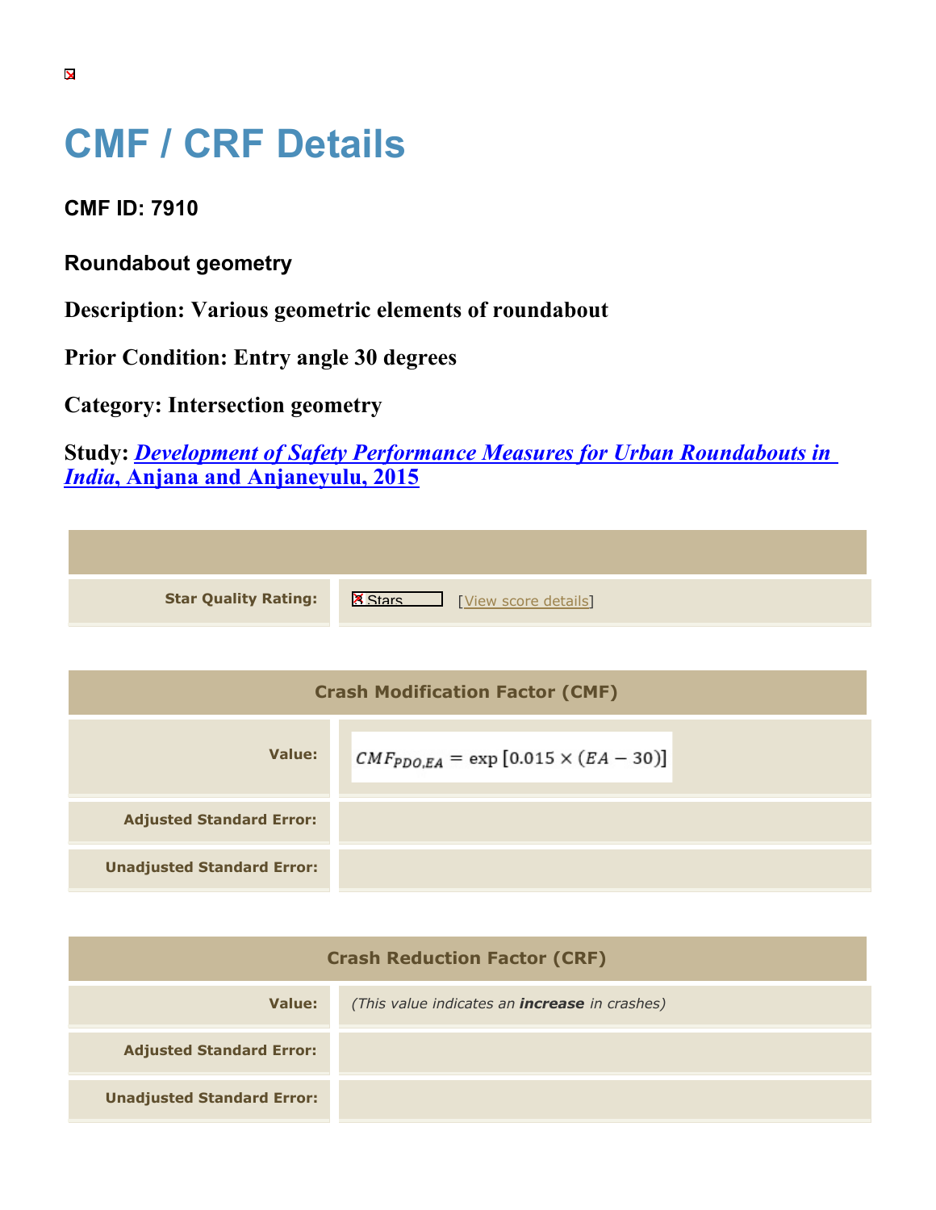# CMF / CRF Details

**CMF ID: 7910**

### Roundabout geometry

**Description: Various geometric elements of roundabout**

**Prior Condition: Entry angle 30 degrees**

**Category: Intersection geometry**

**Study: *Development of Safety Performance Measures for Urban Roundabouts in India*, Anjana and Anjaneyulu, 2015**

| | |
|---|---|
| **Star Quality Rating:** | Stars [View score details] |

| Crash Modification Factor (CMF) | |
|---|---|
| **Value:** | $CMF_{PDO,EA} = \exp\left[0.015 \times (EA - 30)\right]$ |
| **Adjusted Standard Error:** | |
| **Unadjusted Standard Error:** | |

| Crash Reduction Factor (CRF) | |
|---|---|
| **Value:** | *(This value indicates an **increase** in crashes)* |
| **Adjusted Standard Error:** | |
| **Unadjusted Standard Error:** | |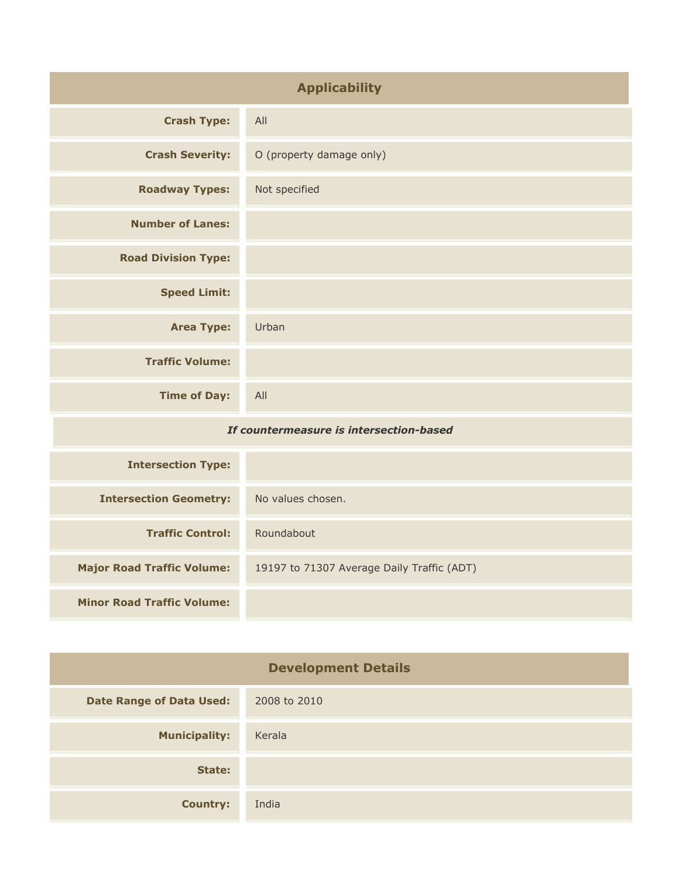## Applicability

| | |
|---|---|
| **Crash Type:** | All |
| **Crash Severity:** | O (property damage only) |
| **Roadway Types:** | Not specified |
| **Number of Lanes:** | |
| **Road Division Type:** | |
| **Speed Limit:** | |
| **Area Type:** | Urban |
| **Traffic Volume:** | |
| **Time of Day:** | All |
| ***If countermeasure is intersection-based*** | |
| **Intersection Type:** | |
| **Intersection Geometry:** | No values chosen. |
| **Traffic Control:** | Roundabout |
| **Major Road Traffic Volume:** | 19197 to 71307 Average Daily Traffic (ADT) |
| **Minor Road Traffic Volume:** | |

## Development Details

| | |
|---|---|
| **Date Range of Data Used:** | 2008 to 2010 |
| **Municipality:** | Kerala |
| **State:** | |
| **Country:** | India |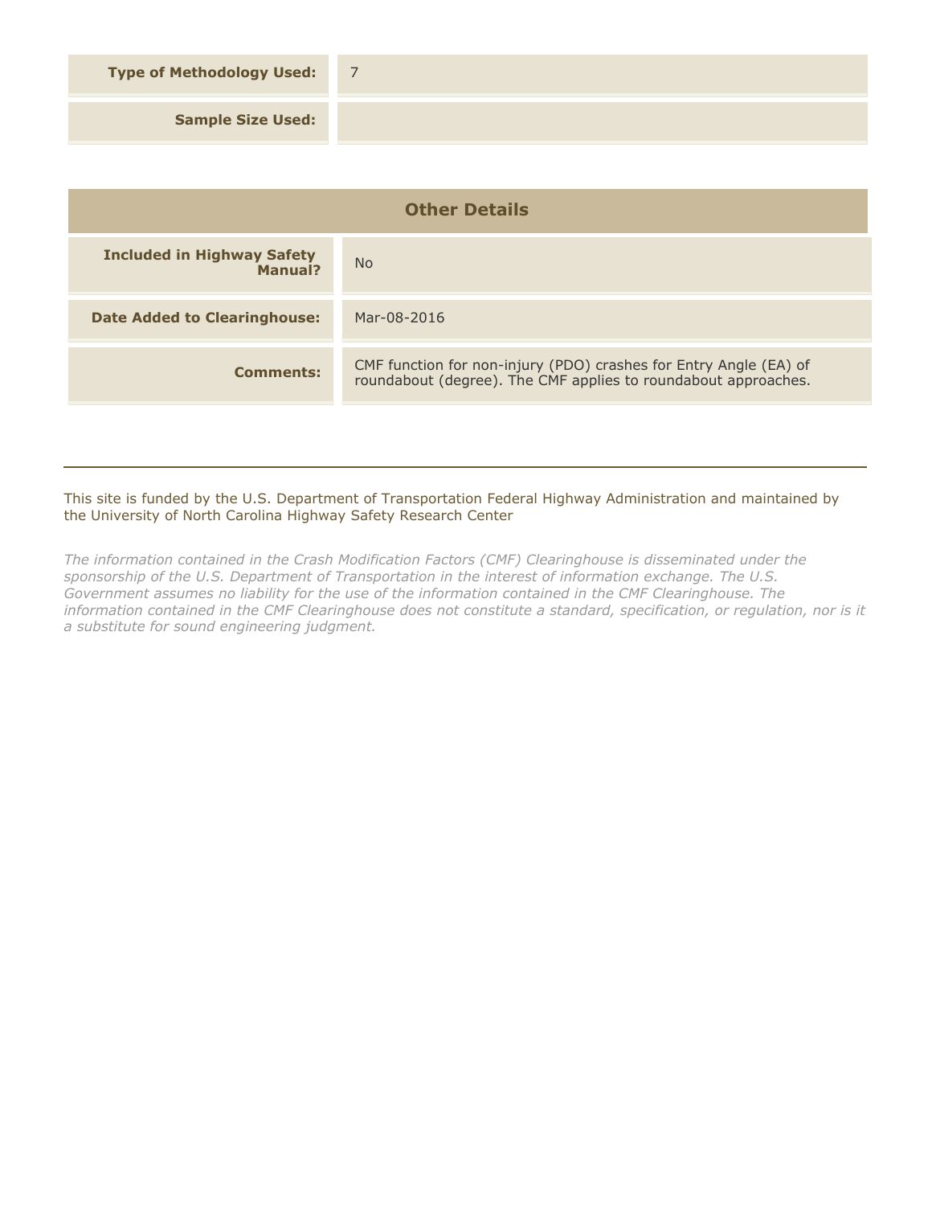| | |
|---|---|
| **Type of Methodology Used:** | 7 |
| **Sample Size Used:** | |

## Other Details

| | |
|---|---|
| **Included in Highway Safety Manual?** | No |
| **Date Added to Clearinghouse:** | Mar-08-2016 |
| **Comments:** | CMF function for non-injury (PDO) crashes for Entry Angle (EA) of roundabout (degree). The CMF applies to roundabout approaches. |

---

This site is funded by the U.S. Department of Transportation Federal Highway Administration and maintained by the University of North Carolina Highway Safety Research Center

*The information contained in the Crash Modification Factors (CMF) Clearinghouse is disseminated under the sponsorship of the U.S. Department of Transportation in the interest of information exchange. The U.S. Government assumes no liability for the use of the information contained in the CMF Clearinghouse. The information contained in the CMF Clearinghouse does not constitute a standard, specification, or regulation, nor is it a substitute for sound engineering judgment.*